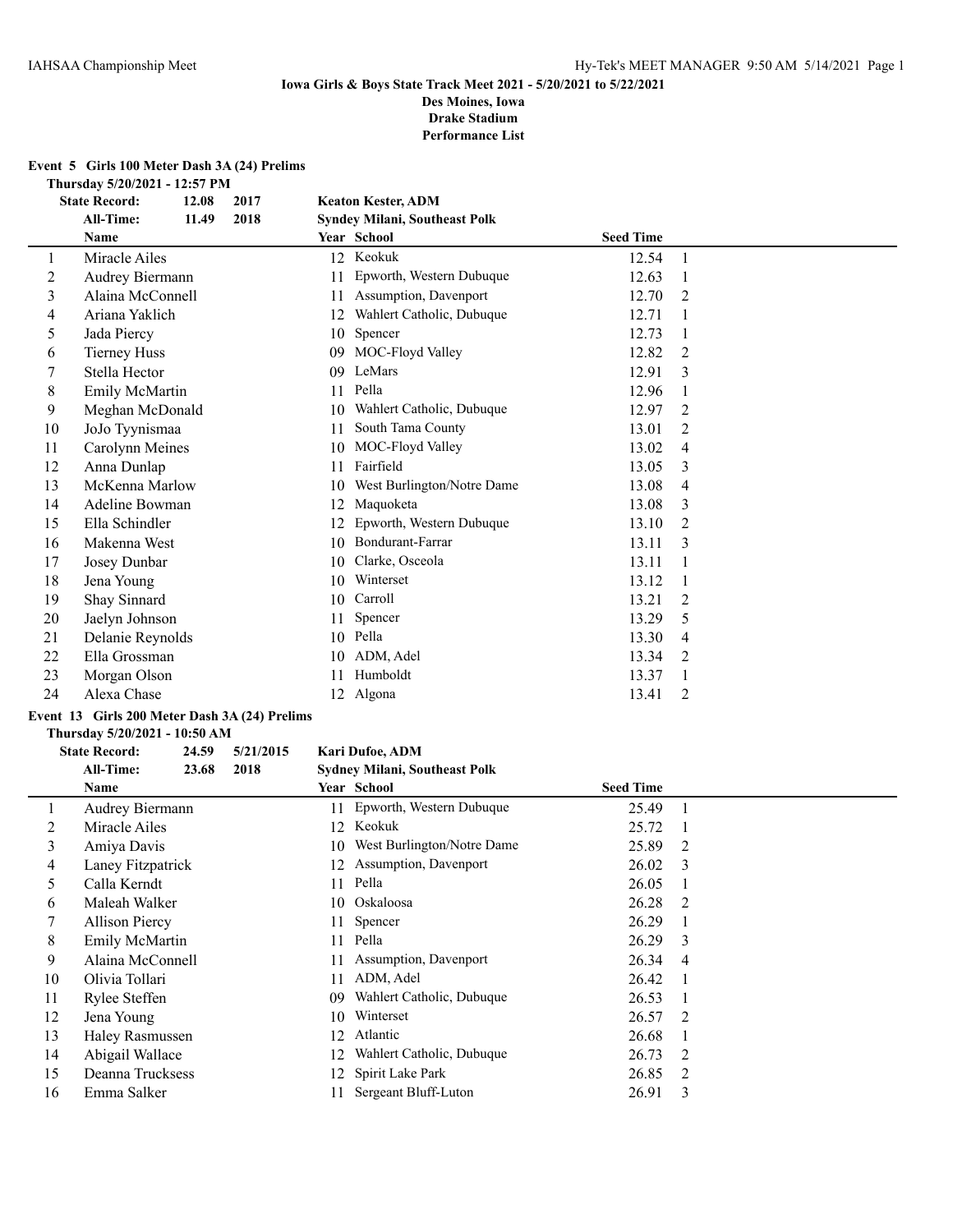**Iowa Girls & Boys State Track Meet 2021 - 5/20/2021 to 5/22/2021**
**Des Moines, Iowa**
**Drake Stadium**
**Performance List**

## Event 5 Girls 100 Meter Dash 3A (24) Prelims

**Thursday 5/20/2021 - 12:57 PM**

| | | | |
|---|---|---|---|
| **State Record:** | **12.08** | **2017** | **Keaton Kester, ADM** |
| **All-Time:** | **11.49** | **2018** | **Syndey Milani, Southeast Polk** |

| | Name | Year | School | Seed Time | |
|---|---|---|---|---|---|
| 1 | Miracle Ailes | 12 | Keokuk | 12.54 | 1 |
| 2 | Audrey Biermann | 11 | Epworth, Western Dubuque | 12.63 | 1 |
| 3 | Alaina McConnell | 11 | Assumption, Davenport | 12.70 | 2 |
| 4 | Ariana Yaklich | 12 | Wahlert Catholic, Dubuque | 12.71 | 1 |
| 5 | Jada Piercy | 10 | Spencer | 12.73 | 1 |
| 6 | Tierney Huss | 09 | MOC-Floyd Valley | 12.82 | 2 |
| 7 | Stella Hector | 09 | LeMars | 12.91 | 3 |
| 8 | Emily McMartin | 11 | Pella | 12.96 | 1 |
| 9 | Meghan McDonald | 10 | Wahlert Catholic, Dubuque | 12.97 | 2 |
| 10 | JoJo Tyynismaa | 11 | South Tama County | 13.01 | 2 |
| 11 | Carolynn Meines | 10 | MOC-Floyd Valley | 13.02 | 4 |
| 12 | Anna Dunlap | 11 | Fairfield | 13.05 | 3 |
| 13 | McKenna Marlow | 10 | West Burlington/Notre Dame | 13.08 | 4 |
| 14 | Adeline Bowman | 12 | Maquoketa | 13.08 | 3 |
| 15 | Ella Schindler | 12 | Epworth, Western Dubuque | 13.10 | 2 |
| 16 | Makenna West | 10 | Bondurant-Farrar | 13.11 | 3 |
| 17 | Josey Dunbar | 10 | Clarke, Osceola | 13.11 | 1 |
| 18 | Jena Young | 10 | Winterset | 13.12 | 1 |
| 19 | Shay Sinnard | 10 | Carroll | 13.21 | 2 |
| 20 | Jaelyn Johnson | 11 | Spencer | 13.29 | 5 |
| 21 | Delanie Reynolds | 10 | Pella | 13.30 | 4 |
| 22 | Ella Grossman | 10 | ADM, Adel | 13.34 | 2 |
| 23 | Morgan Olson | 11 | Humboldt | 13.37 | 1 |
| 24 | Alexa Chase | 12 | Algona | 13.41 | 2 |

## Event 13 Girls 200 Meter Dash 3A (24) Prelims

**Thursday 5/20/2021 - 10:50 AM**

| | | | |
|---|---|---|---|
| **State Record:** | **24.59** | **5/21/2015** | **Kari Dufoe, ADM** |
| **All-Time:** | **23.68** | **2018** | **Sydney Milani, Southeast Polk** |

| | Name | Year | School | Seed Time | |
|---|---|---|---|---|---|
| 1 | Audrey Biermann | 11 | Epworth, Western Dubuque | 25.49 | 1 |
| 2 | Miracle Ailes | 12 | Keokuk | 25.72 | 1 |
| 3 | Amiya Davis | 10 | West Burlington/Notre Dame | 25.89 | 2 |
| 4 | Laney Fitzpatrick | 12 | Assumption, Davenport | 26.02 | 3 |
| 5 | Calla Kerndt | 11 | Pella | 26.05 | 1 |
| 6 | Maleah Walker | 10 | Oskaloosa | 26.28 | 2 |
| 7 | Allison Piercy | 11 | Spencer | 26.29 | 1 |
| 8 | Emily McMartin | 11 | Pella | 26.29 | 3 |
| 9 | Alaina McConnell | 11 | Assumption, Davenport | 26.34 | 4 |
| 10 | Olivia Tollari | 11 | ADM, Adel | 26.42 | 1 |
| 11 | Rylee Steffen | 09 | Wahlert Catholic, Dubuque | 26.53 | 1 |
| 12 | Jena Young | 10 | Winterset | 26.57 | 2 |
| 13 | Haley Rasmussen | 12 | Atlantic | 26.68 | 1 |
| 14 | Abigail Wallace | 12 | Wahlert Catholic, Dubuque | 26.73 | 2 |
| 15 | Deanna Trucksess | 12 | Spirit Lake Park | 26.85 | 2 |
| 16 | Emma Salker | 11 | Sergeant Bluff-Luton | 26.91 | 3 |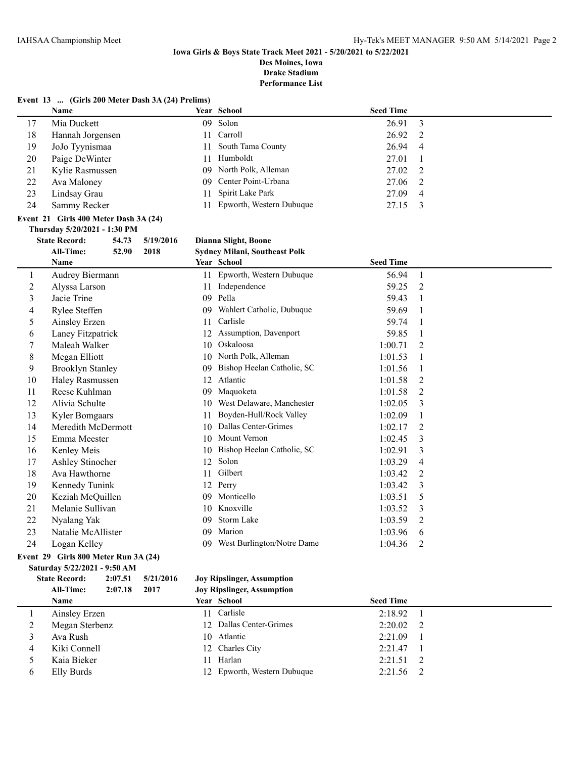**Iowa Girls & Boys State Track Meet 2021 - 5/20/2021 to 5/22/2021**
**Des Moines, Iowa**
**Drake Stadium**
**Performance List**

## Event 13 ... (Girls 200 Meter Dash 3A (24) Prelims)

| | Name | Year | School | Seed Time | |
|---|---|---|---|---|---|
| 17 | Mia Duckett | 09 | Solon | 26.91 | 3 |
| 18 | Hannah Jorgensen | 11 | Carroll | 26.92 | 2 |
| 19 | JoJo Tyynismaa | 11 | South Tama County | 26.94 | 4 |
| 20 | Paige DeWinter | 11 | Humboldt | 27.01 | 1 |
| 21 | Kylie Rasmussen | 09 | North Polk, Alleman | 27.02 | 2 |
| 22 | Ava Maloney | 09 | Center Point-Urbana | 27.06 | 2 |
| 23 | Lindsay Grau | 11 | Spirit Lake Park | 27.09 | 4 |
| 24 | Sammy Recker | 11 | Epworth, Western Dubuque | 27.15 | 3 |

## Event 21 Girls 400 Meter Dash 3A (24)

**Thursday 5/20/2021 - 1:30 PM**

**State Record: 54.73 5/19/2016 Dianna Slight, Boone**
**All-Time: 52.90 2018 Sydney Milani, Southeast Polk**

| | Name | Year | School | Seed Time | |
|---|---|---|---|---|---|
| 1 | Audrey Biermann | 11 | Epworth, Western Dubuque | 56.94 | 1 |
| 2 | Alyssa Larson | 11 | Independence | 59.25 | 2 |
| 3 | Jacie Trine | 09 | Pella | 59.43 | 1 |
| 4 | Rylee Steffen | 09 | Wahlert Catholic, Dubuque | 59.69 | 1 |
| 5 | Ainsley Erzen | 11 | Carlisle | 59.74 | 1 |
| 6 | Laney Fitzpatrick | 12 | Assumption, Davenport | 59.85 | 1 |
| 7 | Maleah Walker | 10 | Oskaloosa | 1:00.71 | 2 |
| 8 | Megan Elliott | 10 | North Polk, Alleman | 1:01.53 | 1 |
| 9 | Brooklyn Stanley | 09 | Bishop Heelan Catholic, SC | 1:01.56 | 1 |
| 10 | Haley Rasmussen | 12 | Atlantic | 1:01.58 | 2 |
| 11 | Reese Kuhlman | 09 | Maquoketa | 1:01.58 | 2 |
| 12 | Alivia Schulte | 10 | West Delaware, Manchester | 1:02.05 | 3 |
| 13 | Kyler Bomgaars | 11 | Boyden-Hull/Rock Valley | 1:02.09 | 1 |
| 14 | Meredith McDermott | 10 | Dallas Center-Grimes | 1:02.17 | 2 |
| 15 | Emma Meester | 10 | Mount Vernon | 1:02.45 | 3 |
| 16 | Kenley Meis | 10 | Bishop Heelan Catholic, SC | 1:02.91 | 3 |
| 17 | Ashley Stinocher | 12 | Solon | 1:03.29 | 4 |
| 18 | Ava Hawthorne | 11 | Gilbert | 1:03.42 | 2 |
| 19 | Kennedy Tunink | 12 | Perry | 1:03.42 | 3 |
| 20 | Keziah McQuillen | 09 | Monticello | 1:03.51 | 5 |
| 21 | Melanie Sullivan | 10 | Knoxville | 1:03.52 | 3 |
| 22 | Nyalang Yak | 09 | Storm Lake | 1:03.59 | 2 |
| 23 | Natalie McAllister | 09 | Marion | 1:03.96 | 6 |
| 24 | Logan Kelley | 09 | West Burlington/Notre Dame | 1:04.36 | 2 |

## Event 29 Girls 800 Meter Run 3A (24)

**Saturday 5/22/2021 - 9:50 AM**

**State Record: 2:07.51 5/21/2016 Joy Ripslinger, Assumption**
**All-Time: 2:07.18 2017 Joy Ripslinger, Assumption**

| | Name | Year | School | Seed Time | |
|---|---|---|---|---|---|
| 1 | Ainsley Erzen | 11 | Carlisle | 2:18.92 | 1 |
| 2 | Megan Sterbenz | 12 | Dallas Center-Grimes | 2:20.02 | 2 |
| 3 | Ava Rush | 10 | Atlantic | 2:21.09 | 1 |
| 4 | Kiki Connell | 12 | Charles City | 2:21.47 | 1 |
| 5 | Kaia Bieker | 11 | Harlan | 2:21.51 | 2 |
| 6 | Elly Burds | 12 | Epworth, Western Dubuque | 2:21.56 | 2 |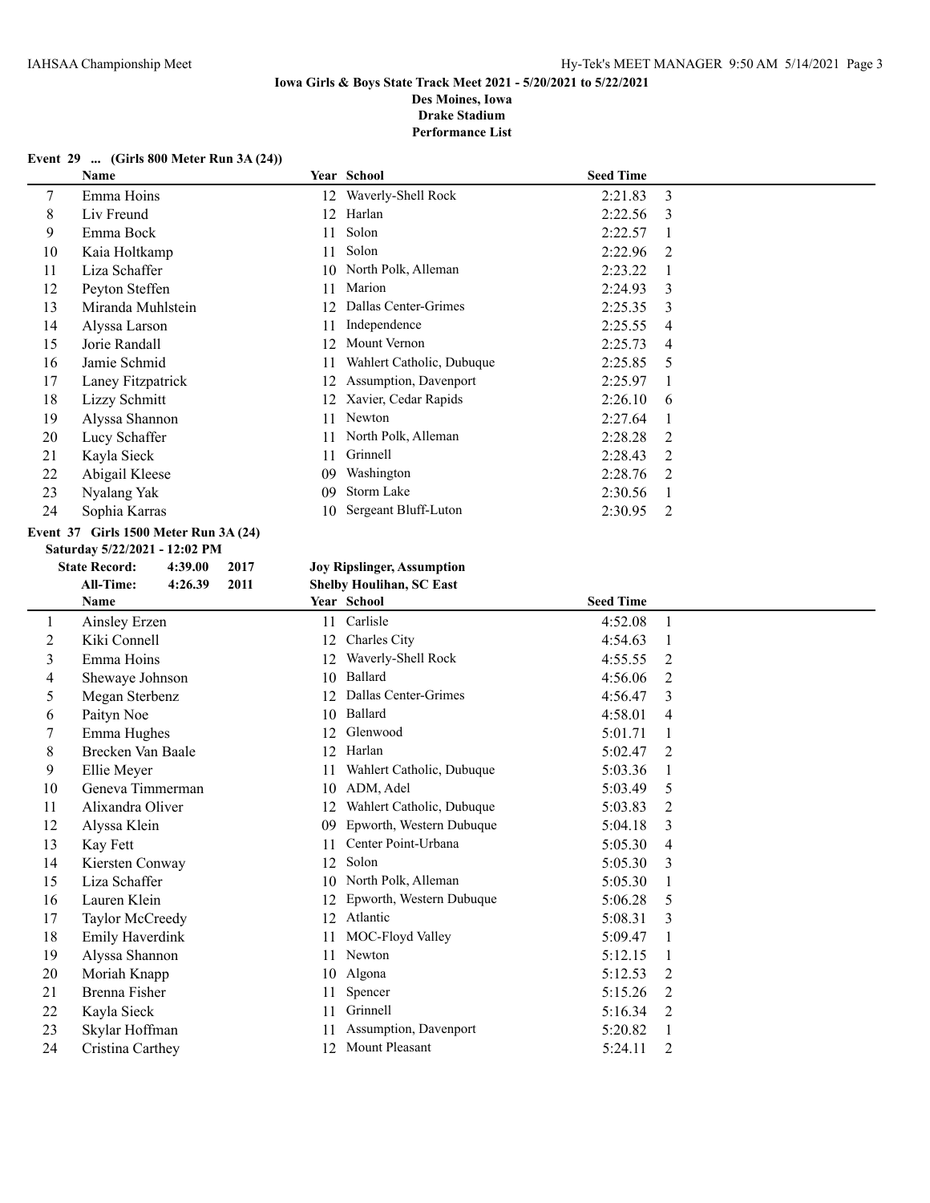# Iowa Girls & Boys State Track Meet 2021 - 5/20/2021 to 5/22/2021

**Des Moines, Iowa**
**Drake Stadium**
**Performance List**

## Event 29 ... (Girls 800 Meter Run 3A (24))

| | Name | Year | School | Seed Time | |
|---|---|---|---|---|---|
| 7 | Emma Hoins | 12 | Waverly-Shell Rock | 2:21.83 | 3 |
| 8 | Liv Freund | 12 | Harlan | 2:22.56 | 3 |
| 9 | Emma Bock | 11 | Solon | 2:22.57 | 1 |
| 10 | Kaia Holtkamp | 11 | Solon | 2:22.96 | 2 |
| 11 | Liza Schaffer | 10 | North Polk, Alleman | 2:23.22 | 1 |
| 12 | Peyton Steffen | 11 | Marion | 2:24.93 | 3 |
| 13 | Miranda Muhlstein | 12 | Dallas Center-Grimes | 2:25.35 | 3 |
| 14 | Alyssa Larson | 11 | Independence | 2:25.55 | 4 |
| 15 | Jorie Randall | 12 | Mount Vernon | 2:25.73 | 4 |
| 16 | Jamie Schmid | 11 | Wahlert Catholic, Dubuque | 2:25.85 | 5 |
| 17 | Laney Fitzpatrick | 12 | Assumption, Davenport | 2:25.97 | 1 |
| 18 | Lizzy Schmitt | 12 | Xavier, Cedar Rapids | 2:26.10 | 6 |
| 19 | Alyssa Shannon | 11 | Newton | 2:27.64 | 1 |
| 20 | Lucy Schaffer | 11 | North Polk, Alleman | 2:28.28 | 2 |
| 21 | Kayla Sieck | 11 | Grinnell | 2:28.43 | 2 |
| 22 | Abigail Kleese | 09 | Washington | 2:28.76 | 2 |
| 23 | Nyalang Yak | 09 | Storm Lake | 2:30.56 | 1 |
| 24 | Sophia Karras | 10 | Sergeant Bluff-Luton | 2:30.95 | 2 |

## Event 37 Girls 1500 Meter Run 3A (24)

**Saturday 5/22/2021 - 12:02 PM**

**State Record:** 4:39.00 2017 **Joy Ripslinger, Assumption**
**All-Time:** 4:26.39 2011 **Shelby Houlihan, SC East**

| | Name | Year | School | Seed Time | |
|---|---|---|---|---|---|
| 1 | Ainsley Erzen | 11 | Carlisle | 4:52.08 | 1 |
| 2 | Kiki Connell | 12 | Charles City | 4:54.63 | 1 |
| 3 | Emma Hoins | 12 | Waverly-Shell Rock | 4:55.55 | 2 |
| 4 | Shewaye Johnson | 10 | Ballard | 4:56.06 | 2 |
| 5 | Megan Sterbenz | 12 | Dallas Center-Grimes | 4:56.47 | 3 |
| 6 | Paityn Noe | 10 | Ballard | 4:58.01 | 4 |
| 7 | Emma Hughes | 12 | Glenwood | 5:01.71 | 1 |
| 8 | Brecken Van Baale | 12 | Harlan | 5:02.47 | 2 |
| 9 | Ellie Meyer | 11 | Wahlert Catholic, Dubuque | 5:03.36 | 1 |
| 10 | Geneva Timmerman | 10 | ADM, Adel | 5:03.49 | 5 |
| 11 | Alixandra Oliver | 12 | Wahlert Catholic, Dubuque | 5:03.83 | 2 |
| 12 | Alyssa Klein | 09 | Epworth, Western Dubuque | 5:04.18 | 3 |
| 13 | Kay Fett | 11 | Center Point-Urbana | 5:05.30 | 4 |
| 14 | Kiersten Conway | 12 | Solon | 5:05.30 | 3 |
| 15 | Liza Schaffer | 10 | North Polk, Alleman | 5:05.30 | 1 |
| 16 | Lauren Klein | 12 | Epworth, Western Dubuque | 5:06.28 | 5 |
| 17 | Taylor McCreedy | 12 | Atlantic | 5:08.31 | 3 |
| 18 | Emily Haverdink | 11 | MOC-Floyd Valley | 5:09.47 | 1 |
| 19 | Alyssa Shannon | 11 | Newton | 5:12.15 | 1 |
| 20 | Moriah Knapp | 10 | Algona | 5:12.53 | 2 |
| 21 | Brenna Fisher | 11 | Spencer | 5:15.26 | 2 |
| 22 | Kayla Sieck | 11 | Grinnell | 5:16.34 | 2 |
| 23 | Skylar Hoffman | 11 | Assumption, Davenport | 5:20.82 | 1 |
| 24 | Cristina Carthey | 12 | Mount Pleasant | 5:24.11 | 2 |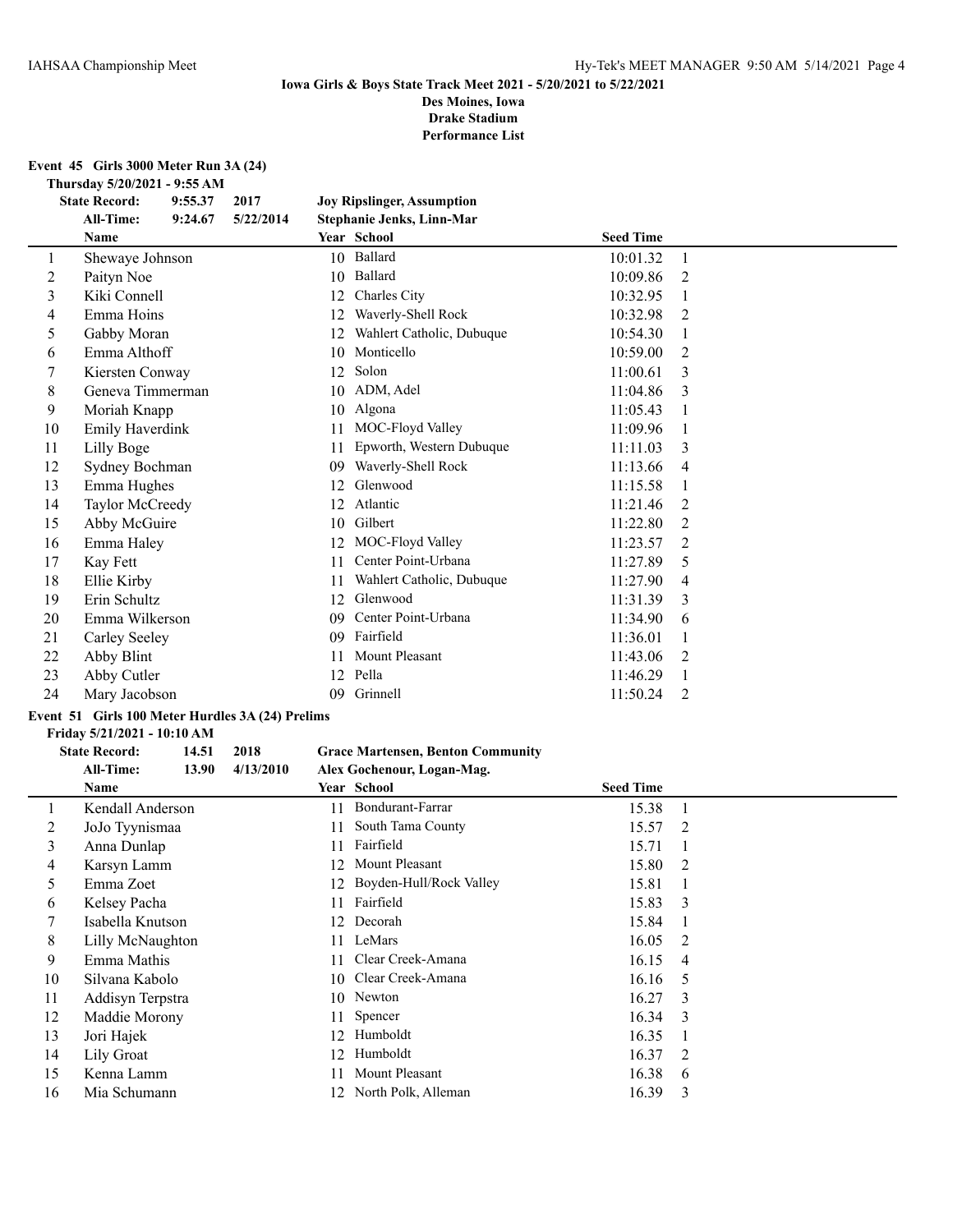**Iowa Girls & Boys State Track Meet 2021 - 5/20/2021 to 5/22/2021**
**Des Moines, Iowa**
**Drake Stadium**
**Performance List**

**Event 45 Girls 3000 Meter Run 3A (24)**

**Thursday 5/20/2021 - 9:55 AM**

| | | | | |
|---|---|---|---|---|
| **State Record:** | **9:55.37** | **2017** | **Joy Ripslinger, Assumption** | |
| **All-Time:** | **9:24.67** | **5/22/2014** | **Stephanie Jenks, Linn-Mar** | |

| | Name | Year | School | Seed Time | |
|---|---|---|---|---|---|
| 1 | Shewaye Johnson | 10 | Ballard | 10:01.32 | 1 |
| 2 | Paityn Noe | 10 | Ballard | 10:09.86 | 2 |
| 3 | Kiki Connell | 12 | Charles City | 10:32.95 | 1 |
| 4 | Emma Hoins | 12 | Waverly-Shell Rock | 10:32.98 | 2 |
| 5 | Gabby Moran | 12 | Wahlert Catholic, Dubuque | 10:54.30 | 1 |
| 6 | Emma Althoff | 10 | Monticello | 10:59.00 | 2 |
| 7 | Kiersten Conway | 12 | Solon | 11:00.61 | 3 |
| 8 | Geneva Timmerman | 10 | ADM, Adel | 11:04.86 | 3 |
| 9 | Moriah Knapp | 10 | Algona | 11:05.43 | 1 |
| 10 | Emily Haverdink | 11 | MOC-Floyd Valley | 11:09.96 | 1 |
| 11 | Lilly Boge | 11 | Epworth, Western Dubuque | 11:11.03 | 3 |
| 12 | Sydney Bochman | 09 | Waverly-Shell Rock | 11:13.66 | 4 |
| 13 | Emma Hughes | 12 | Glenwood | 11:15.58 | 1 |
| 14 | Taylor McCreedy | 12 | Atlantic | 11:21.46 | 2 |
| 15 | Abby McGuire | 10 | Gilbert | 11:22.80 | 2 |
| 16 | Emma Haley | 12 | MOC-Floyd Valley | 11:23.57 | 2 |
| 17 | Kay Fett | 11 | Center Point-Urbana | 11:27.89 | 5 |
| 18 | Ellie Kirby | 11 | Wahlert Catholic, Dubuque | 11:27.90 | 4 |
| 19 | Erin Schultz | 12 | Glenwood | 11:31.39 | 3 |
| 20 | Emma Wilkerson | 09 | Center Point-Urbana | 11:34.90 | 6 |
| 21 | Carley Seeley | 09 | Fairfield | 11:36.01 | 1 |
| 22 | Abby Blint | 11 | Mount Pleasant | 11:43.06 | 2 |
| 23 | Abby Cutler | 12 | Pella | 11:46.29 | 1 |
| 24 | Mary Jacobson | 09 | Grinnell | 11:50.24 | 2 |

**Event 51 Girls 100 Meter Hurdles 3A (24) Prelims**

**Friday 5/21/2021 - 10:10 AM**

| | | | | |
|---|---|---|---|---|
| **State Record:** | **14.51** | **2018** | **Grace Martensen, Benton Community** | |
| **All-Time:** | **13.90** | **4/13/2010** | **Alex Gochenour, Logan-Mag.** | |

| | Name | Year | School | Seed Time | |
|---|---|---|---|---|---|
| 1 | Kendall Anderson | 11 | Bondurant-Farrar | 15.38 | 1 |
| 2 | JoJo Tyynismaa | 11 | South Tama County | 15.57 | 2 |
| 3 | Anna Dunlap | 11 | Fairfield | 15.71 | 1 |
| 4 | Karsyn Lamm | 12 | Mount Pleasant | 15.80 | 2 |
| 5 | Emma Zoet | 12 | Boyden-Hull/Rock Valley | 15.81 | 1 |
| 6 | Kelsey Pacha | 11 | Fairfield | 15.83 | 3 |
| 7 | Isabella Knutson | 12 | Decorah | 15.84 | 1 |
| 8 | Lilly McNaughton | 11 | LeMars | 16.05 | 2 |
| 9 | Emma Mathis | 11 | Clear Creek-Amana | 16.15 | 4 |
| 10 | Silvana Kabolo | 10 | Clear Creek-Amana | 16.16 | 5 |
| 11 | Addisyn Terpstra | 10 | Newton | 16.27 | 3 |
| 12 | Maddie Morony | 11 | Spencer | 16.34 | 3 |
| 13 | Jori Hajek | 12 | Humboldt | 16.35 | 1 |
| 14 | Lily Groat | 12 | Humboldt | 16.37 | 2 |
| 15 | Kenna Lamm | 11 | Mount Pleasant | 16.38 | 6 |
| 16 | Mia Schumann | 12 | North Polk, Alleman | 16.39 | 3 |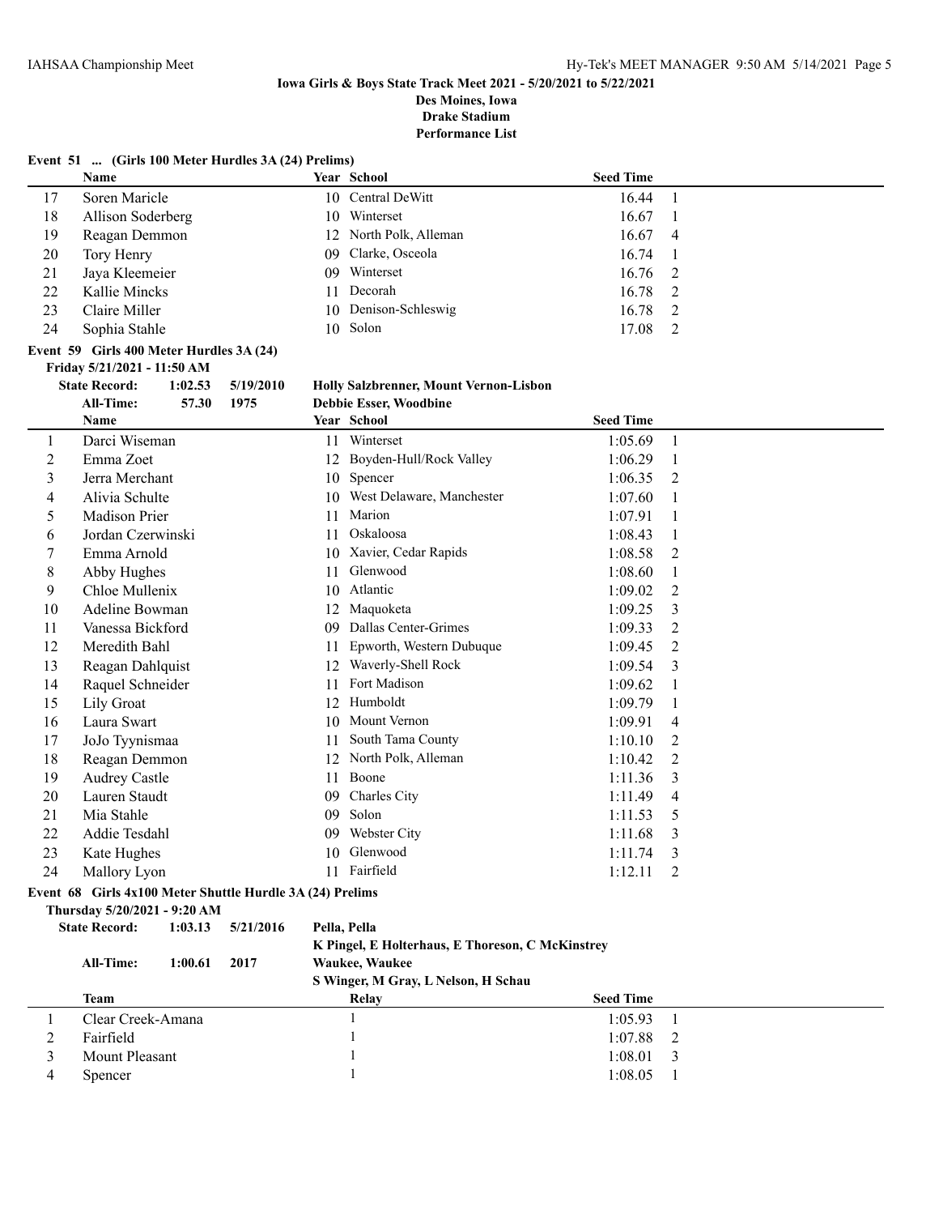**Iowa Girls & Boys State Track Meet 2021 - 5/20/2021 to 5/22/2021**
**Des Moines, Iowa**
**Drake Stadium**
**Performance List**

**Event 51 ... (Girls 100 Meter Hurdles 3A (24) Prelims)**

| | Name | Year | School | Seed Time | |
|---|---|---|---|---|---|
| 17 | Soren Maricle | 10 | Central DeWitt | 16.44 | 1 |
| 18 | Allison Soderberg | 10 | Winterset | 16.67 | 1 |
| 19 | Reagan Demmon | 12 | North Polk, Alleman | 16.67 | 4 |
| 20 | Tory Henry | 09 | Clarke, Osceola | 16.74 | 1 |
| 21 | Jaya Kleemeier | 09 | Winterset | 16.76 | 2 |
| 22 | Kallie Mincks | 11 | Decorah | 16.78 | 2 |
| 23 | Claire Miller | 10 | Denison-Schleswig | 16.78 | 2 |
| 24 | Sophia Stahle | 10 | Solon | 17.08 | 2 |

**Event 59 Girls 400 Meter Hurdles 3A (24)**

**Friday 5/21/2021 - 11:50 AM**

**State Record:** 1:02.53 5/19/2010 **Holly Salzbrenner, Mount Vernon-Lisbon**
**All-Time:** 57.30 1975 **Debbie Esser, Woodbine**

| | Name | Year | School | Seed Time | |
|---|---|---|---|---|---|
| 1 | Darci Wiseman | 11 | Winterset | 1:05.69 | 1 |
| 2 | Emma Zoet | 12 | Boyden-Hull/Rock Valley | 1:06.29 | 1 |
| 3 | Jerra Merchant | 10 | Spencer | 1:06.35 | 2 |
| 4 | Alivia Schulte | 10 | West Delaware, Manchester | 1:07.60 | 1 |
| 5 | Madison Prier | 11 | Marion | 1:07.91 | 1 |
| 6 | Jordan Czerwinski | 11 | Oskaloosa | 1:08.43 | 1 |
| 7 | Emma Arnold | 10 | Xavier, Cedar Rapids | 1:08.58 | 2 |
| 8 | Abby Hughes | 11 | Glenwood | 1:08.60 | 1 |
| 9 | Chloe Mullenix | 10 | Atlantic | 1:09.02 | 2 |
| 10 | Adeline Bowman | 12 | Maquoketa | 1:09.25 | 3 |
| 11 | Vanessa Bickford | 09 | Dallas Center-Grimes | 1:09.33 | 2 |
| 12 | Meredith Bahl | 11 | Epworth, Western Dubuque | 1:09.45 | 2 |
| 13 | Reagan Dahlquist | 12 | Waverly-Shell Rock | 1:09.54 | 3 |
| 14 | Raquel Schneider | 11 | Fort Madison | 1:09.62 | 1 |
| 15 | Lily Groat | 12 | Humboldt | 1:09.79 | 1 |
| 16 | Laura Swart | 10 | Mount Vernon | 1:09.91 | 4 |
| 17 | JoJo Tyynismaa | 11 | South Tama County | 1:10.10 | 2 |
| 18 | Reagan Demmon | 12 | North Polk, Alleman | 1:10.42 | 2 |
| 19 | Audrey Castle | 11 | Boone | 1:11.36 | 3 |
| 20 | Lauren Staudt | 09 | Charles City | 1:11.49 | 4 |
| 21 | Mia Stahle | 09 | Solon | 1:11.53 | 5 |
| 22 | Addie Tesdahl | 09 | Webster City | 1:11.68 | 3 |
| 23 | Kate Hughes | 10 | Glenwood | 1:11.74 | 3 |
| 24 | Mallory Lyon | 11 | Fairfield | 1:12.11 | 2 |

**Event 68 Girls 4x100 Meter Shuttle Hurdle 3A (24) Prelims**

**Thursday 5/20/2021 - 9:20 AM**

**State Record:** 1:03.13 5/21/2016 **Pella, Pella**
**K Pingel, E Holterhaus, E Thoreson, C McKinstrey**
**All-Time:** 1:00.61 2017 **Waukee, Waukee**
**S Winger, M Gray, L Nelson, H Schau**

| | Team | Relay | Seed Time | |
|---|---|---|---|---|
| 1 | Clear Creek-Amana | 1 | 1:05.93 | 1 |
| 2 | Fairfield | 1 | 1:07.88 | 2 |
| 3 | Mount Pleasant | 1 | 1:08.01 | 3 |
| 4 | Spencer | 1 | 1:08.05 | 1 |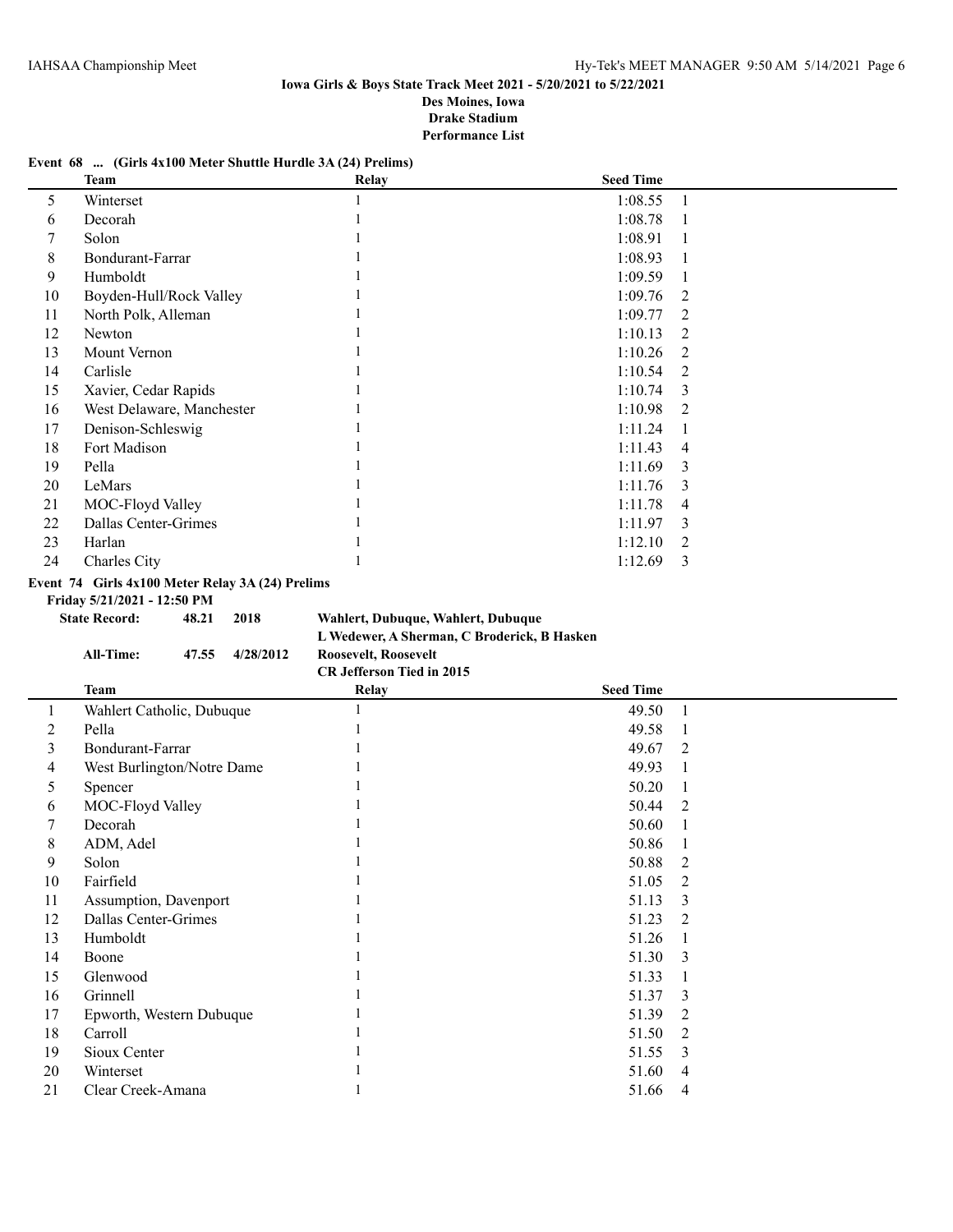**Iowa Girls & Boys State Track Meet 2021 - 5/20/2021 to 5/22/2021**
**Des Moines, Iowa**
**Drake Stadium**
**Performance List**

**Event 68 ... (Girls 4x100 Meter Shuttle Hurdle 3A (24) Prelims)**

| | Team | Relay | Seed Time | |
|---|---|---|---|---|
| 5 | Winterset | 1 | 1:08.55 | 1 |
| 6 | Decorah | 1 | 1:08.78 | 1 |
| 7 | Solon | 1 | 1:08.91 | 1 |
| 8 | Bondurant-Farrar | 1 | 1:08.93 | 1 |
| 9 | Humboldt | 1 | 1:09.59 | 1 |
| 10 | Boyden-Hull/Rock Valley | 1 | 1:09.76 | 2 |
| 11 | North Polk, Alleman | 1 | 1:09.77 | 2 |
| 12 | Newton | 1 | 1:10.13 | 2 |
| 13 | Mount Vernon | 1 | 1:10.26 | 2 |
| 14 | Carlisle | 1 | 1:10.54 | 2 |
| 15 | Xavier, Cedar Rapids | 1 | 1:10.74 | 3 |
| 16 | West Delaware, Manchester | 1 | 1:10.98 | 2 |
| 17 | Denison-Schleswig | 1 | 1:11.24 | 1 |
| 18 | Fort Madison | 1 | 1:11.43 | 4 |
| 19 | Pella | 1 | 1:11.69 | 3 |
| 20 | LeMars | 1 | 1:11.76 | 3 |
| 21 | MOC-Floyd Valley | 1 | 1:11.78 | 4 |
| 22 | Dallas Center-Grimes | 1 | 1:11.97 | 3 |
| 23 | Harlan | 1 | 1:12.10 | 2 |
| 24 | Charles City | 1 | 1:12.69 | 3 |

**Event 74 Girls 4x100 Meter Relay 3A (24) Prelims**

**Friday 5/21/2021 - 12:50 PM**

**State Record:** 48.21 2018 **Wahlert, Dubuque, Wahlert, Dubuque**
**L Wedewer, A Sherman, C Broderick, B Hasken**

**All-Time:** 47.55 4/28/2012 **Roosevelt, Roosevelt**
**CR Jefferson Tied in 2015**

| | Team | Relay | Seed Time | |
|---|---|---|---|---|
| 1 | Wahlert Catholic, Dubuque | 1 | 49.50 | 1 |
| 2 | Pella | 1 | 49.58 | 1 |
| 3 | Bondurant-Farrar | 1 | 49.67 | 2 |
| 4 | West Burlington/Notre Dame | 1 | 49.93 | 1 |
| 5 | Spencer | 1 | 50.20 | 1 |
| 6 | MOC-Floyd Valley | 1 | 50.44 | 2 |
| 7 | Decorah | 1 | 50.60 | 1 |
| 8 | ADM, Adel | 1 | 50.86 | 1 |
| 9 | Solon | 1 | 50.88 | 2 |
| 10 | Fairfield | 1 | 51.05 | 2 |
| 11 | Assumption, Davenport | 1 | 51.13 | 3 |
| 12 | Dallas Center-Grimes | 1 | 51.23 | 2 |
| 13 | Humboldt | 1 | 51.26 | 1 |
| 14 | Boone | 1 | 51.30 | 3 |
| 15 | Glenwood | 1 | 51.33 | 1 |
| 16 | Grinnell | 1 | 51.37 | 3 |
| 17 | Epworth, Western Dubuque | 1 | 51.39 | 2 |
| 18 | Carroll | 1 | 51.50 | 2 |
| 19 | Sioux Center | 1 | 51.55 | 3 |
| 20 | Winterset | 1 | 51.60 | 4 |
| 21 | Clear Creek-Amana | 1 | 51.66 | 4 |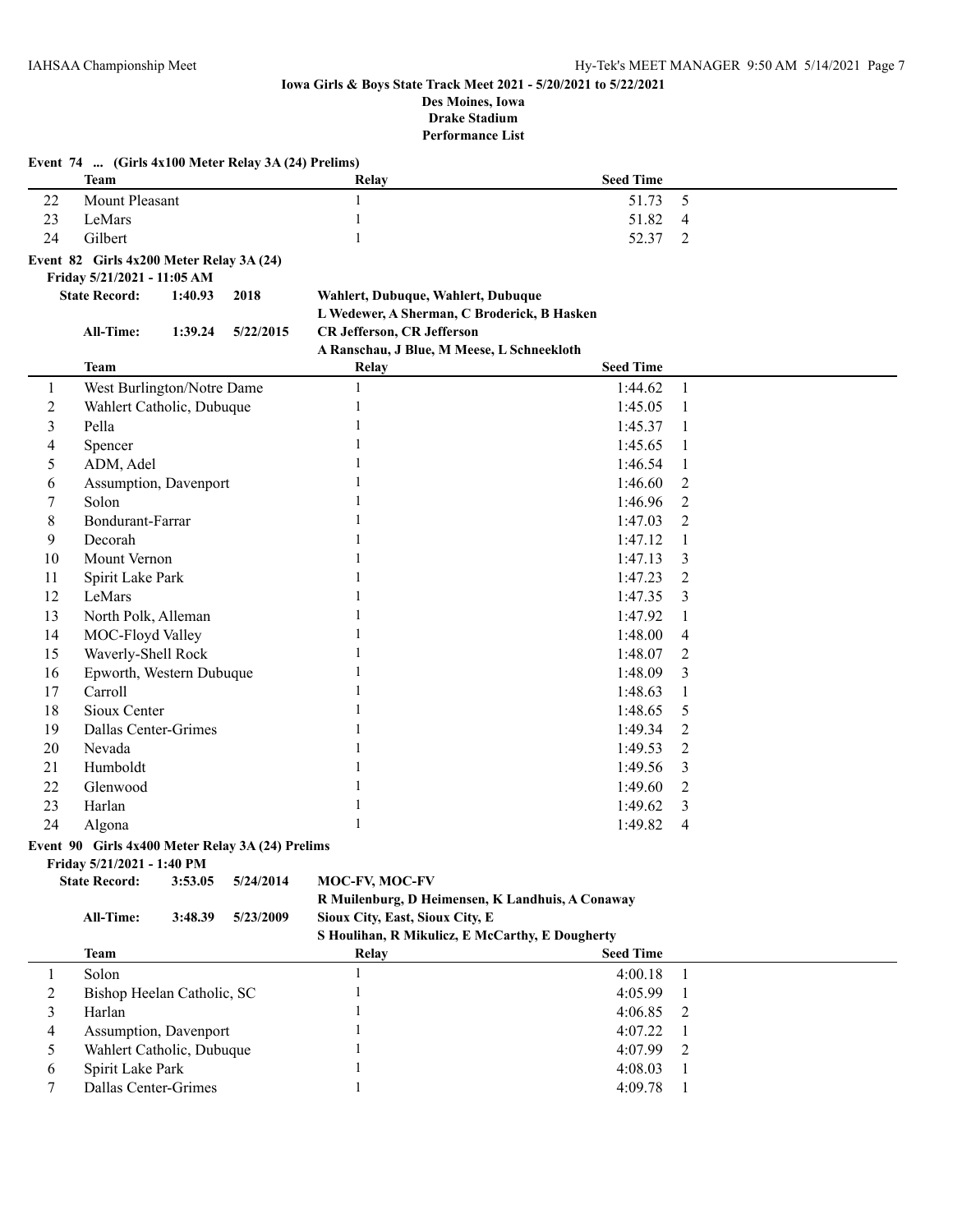# Iowa Girls & Boys State Track Meet 2021 - 5/20/2021 to 5/22/2021

**Des Moines, Iowa**
**Drake Stadium**
**Performance List**

## Event 74 ... (Girls 4x100 Meter Relay 3A (24) Prelims)

| | Team | Relay | Seed Time | |
|---|---|---|---|---|
| 22 | Mount Pleasant | 1 | 51.73 | 5 |
| 23 | LeMars | 1 | 51.82 | 4 |
| 24 | Gilbert | 1 | 52.37 | 2 |

## Event 82 Girls 4x200 Meter Relay 3A (24)

**Friday 5/21/2021 - 11:05 AM**

**State Record:** 1:40.93 2018 — Wahlert, Dubuque, Wahlert, Dubuque — L Wedewer, A Sherman, C Broderick, B Hasken

**All-Time:** 1:39.24 5/22/2015 — CR Jefferson, CR Jefferson — A Ranschau, J Blue, M Meese, L Schneekloth

| | Team | Relay | Seed Time | |
|---|---|---|---|---|
| 1 | West Burlington/Notre Dame | 1 | 1:44.62 | 1 |
| 2 | Wahlert Catholic, Dubuque | 1 | 1:45.05 | 1 |
| 3 | Pella | 1 | 1:45.37 | 1 |
| 4 | Spencer | 1 | 1:45.65 | 1 |
| 5 | ADM, Adel | 1 | 1:46.54 | 1 |
| 6 | Assumption, Davenport | 1 | 1:46.60 | 2 |
| 7 | Solon | 1 | 1:46.96 | 2 |
| 8 | Bondurant-Farrar | 1 | 1:47.03 | 2 |
| 9 | Decorah | 1 | 1:47.12 | 1 |
| 10 | Mount Vernon | 1 | 1:47.13 | 3 |
| 11 | Spirit Lake Park | 1 | 1:47.23 | 2 |
| 12 | LeMars | 1 | 1:47.35 | 3 |
| 13 | North Polk, Alleman | 1 | 1:47.92 | 1 |
| 14 | MOC-Floyd Valley | 1 | 1:48.00 | 4 |
| 15 | Waverly-Shell Rock | 1 | 1:48.07 | 2 |
| 16 | Epworth, Western Dubuque | 1 | 1:48.09 | 3 |
| 17 | Carroll | 1 | 1:48.63 | 1 |
| 18 | Sioux Center | 1 | 1:48.65 | 5 |
| 19 | Dallas Center-Grimes | 1 | 1:49.34 | 2 |
| 20 | Nevada | 1 | 1:49.53 | 2 |
| 21 | Humboldt | 1 | 1:49.56 | 3 |
| 22 | Glenwood | 1 | 1:49.60 | 2 |
| 23 | Harlan | 1 | 1:49.62 | 3 |
| 24 | Algona | 1 | 1:49.82 | 4 |

## Event 90 Girls 4x400 Meter Relay 3A (24) Prelims

**Friday 5/21/2021 - 1:40 PM**

**State Record:** 3:53.05 5/24/2014 — MOC-FV, MOC-FV — R Muilenburg, D Heimensen, K Landhuis, A Conaway

**All-Time:** 3:48.39 5/23/2009 — Sioux City, East, Sioux City, E — S Houlihan, R Mikulicz, E McCarthy, E Dougherty

| | Team | Relay | Seed Time | |
|---|---|---|---|---|
| 1 | Solon | 1 | 4:00.18 | 1 |
| 2 | Bishop Heelan Catholic, SC | 1 | 4:05.99 | 1 |
| 3 | Harlan | 1 | 4:06.85 | 2 |
| 4 | Assumption, Davenport | 1 | 4:07.22 | 1 |
| 5 | Wahlert Catholic, Dubuque | 1 | 4:07.99 | 2 |
| 6 | Spirit Lake Park | 1 | 4:08.03 | 1 |
| 7 | Dallas Center-Grimes | 1 | 4:09.78 | 1 |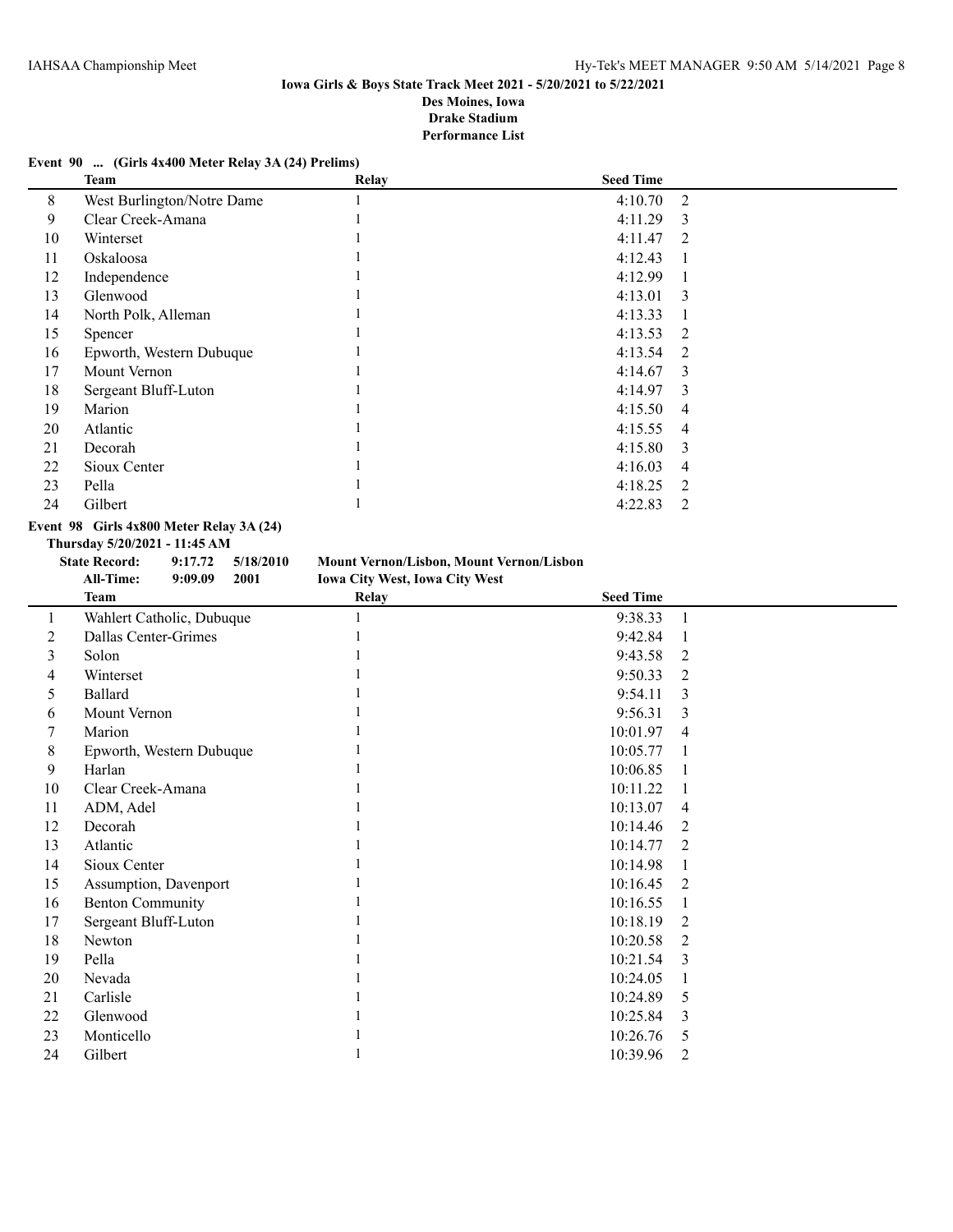**Iowa Girls & Boys State Track Meet 2021 - 5/20/2021 to 5/22/2021**
**Des Moines, Iowa**
**Drake Stadium**
**Performance List**

**Event 90 ... (Girls 4x400 Meter Relay 3A (24) Prelims)**

| | Team | Relay | Seed Time | |
|---|---|---|---|---|
| 8 | West Burlington/Notre Dame | 1 | 4:10.70 | 2 |
| 9 | Clear Creek-Amana | 1 | 4:11.29 | 3 |
| 10 | Winterset | 1 | 4:11.47 | 2 |
| 11 | Oskaloosa | 1 | 4:12.43 | 1 |
| 12 | Independence | 1 | 4:12.99 | 1 |
| 13 | Glenwood | 1 | 4:13.01 | 3 |
| 14 | North Polk, Alleman | 1 | 4:13.33 | 1 |
| 15 | Spencer | 1 | 4:13.53 | 2 |
| 16 | Epworth, Western Dubuque | 1 | 4:13.54 | 2 |
| 17 | Mount Vernon | 1 | 4:14.67 | 3 |
| 18 | Sergeant Bluff-Luton | 1 | 4:14.97 | 3 |
| 19 | Marion | 1 | 4:15.50 | 4 |
| 20 | Atlantic | 1 | 4:15.55 | 4 |
| 21 | Decorah | 1 | 4:15.80 | 3 |
| 22 | Sioux Center | 1 | 4:16.03 | 4 |
| 23 | Pella | 1 | 4:18.25 | 2 |
| 24 | Gilbert | 1 | 4:22.83 | 2 |

**Event 98 Girls 4x800 Meter Relay 3A (24)**

**Thursday 5/20/2021 - 11:45 AM**

**State Record:** 9:17.72 5/18/2010 **Mount Vernon/Lisbon, Mount Vernon/Lisbon**

**All-Time:** 9:09.09 2001 **Iowa City West, Iowa City West**

| | Team | Relay | Seed Time | |
|---|---|---|---|---|
| 1 | Wahlert Catholic, Dubuque | 1 | 9:38.33 | 1 |
| 2 | Dallas Center-Grimes | 1 | 9:42.84 | 1 |
| 3 | Solon | 1 | 9:43.58 | 2 |
| 4 | Winterset | 1 | 9:50.33 | 2 |
| 5 | Ballard | 1 | 9:54.11 | 3 |
| 6 | Mount Vernon | 1 | 9:56.31 | 3 |
| 7 | Marion | 1 | 10:01.97 | 4 |
| 8 | Epworth, Western Dubuque | 1 | 10:05.77 | 1 |
| 9 | Harlan | 1 | 10:06.85 | 1 |
| 10 | Clear Creek-Amana | 1 | 10:11.22 | 1 |
| 11 | ADM, Adel | 1 | 10:13.07 | 4 |
| 12 | Decorah | 1 | 10:14.46 | 2 |
| 13 | Atlantic | 1 | 10:14.77 | 2 |
| 14 | Sioux Center | 1 | 10:14.98 | 1 |
| 15 | Assumption, Davenport | 1 | 10:16.45 | 2 |
| 16 | Benton Community | 1 | 10:16.55 | 1 |
| 17 | Sergeant Bluff-Luton | 1 | 10:18.19 | 2 |
| 18 | Newton | 1 | 10:20.58 | 2 |
| 19 | Pella | 1 | 10:21.54 | 3 |
| 20 | Nevada | 1 | 10:24.05 | 1 |
| 21 | Carlisle | 1 | 10:24.89 | 5 |
| 22 | Glenwood | 1 | 10:25.84 | 3 |
| 23 | Monticello | 1 | 10:26.76 | 5 |
| 24 | Gilbert | 1 | 10:39.96 | 2 |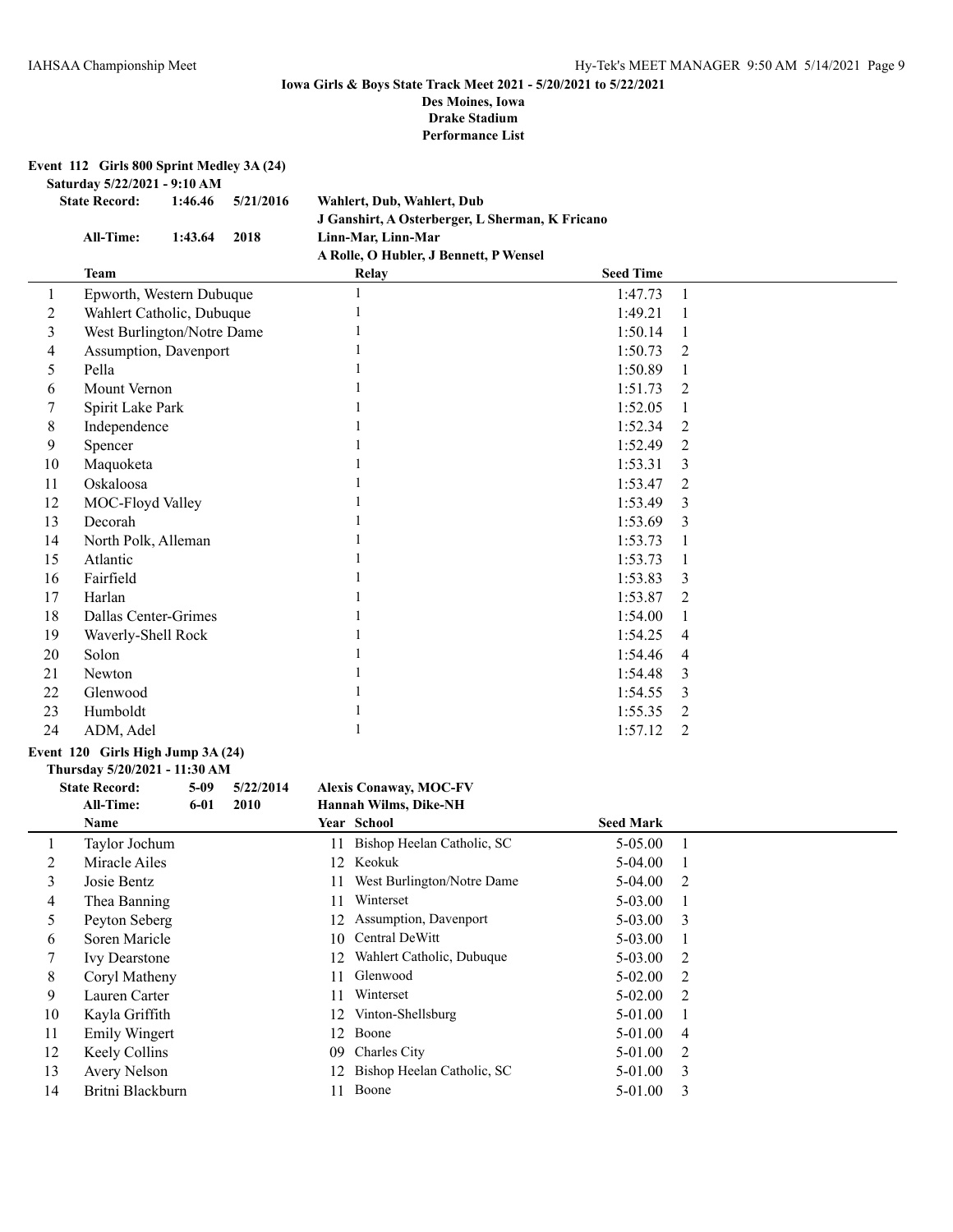**Iowa Girls & Boys State Track Meet 2021 - 5/20/2021 to 5/22/2021**
**Des Moines, Iowa**
**Drake Stadium**
**Performance List**

## Event 112 Girls 800 Sprint Medley 3A (24)

**Saturday 5/22/2021 - 9:10 AM**

**State Record:** 1:46.46 5/21/2016 **Wahlert, Dub, Wahlert, Dub**
**J Ganshirt, A Osterberger, L Sherman, K Fricano**

**All-Time:** 1:43.64 2018 **Linn-Mar, Linn-Mar**
**A Rolle, O Hubler, J Bennett, P Wensel**

| | Team | Relay | Seed Time | |
|---|---|---|---|---|
| 1 | Epworth, Western Dubuque | 1 | 1:47.73 | 1 |
| 2 | Wahlert Catholic, Dubuque | 1 | 1:49.21 | 1 |
| 3 | West Burlington/Notre Dame | 1 | 1:50.14 | 1 |
| 4 | Assumption, Davenport | 1 | 1:50.73 | 2 |
| 5 | Pella | 1 | 1:50.89 | 1 |
| 6 | Mount Vernon | 1 | 1:51.73 | 2 |
| 7 | Spirit Lake Park | 1 | 1:52.05 | 1 |
| 8 | Independence | 1 | 1:52.34 | 2 |
| 9 | Spencer | 1 | 1:52.49 | 2 |
| 10 | Maquoketa | 1 | 1:53.31 | 3 |
| 11 | Oskaloosa | 1 | 1:53.47 | 2 |
| 12 | MOC-Floyd Valley | 1 | 1:53.49 | 3 |
| 13 | Decorah | 1 | 1:53.69 | 3 |
| 14 | North Polk, Alleman | 1 | 1:53.73 | 1 |
| 15 | Atlantic | 1 | 1:53.73 | 1 |
| 16 | Fairfield | 1 | 1:53.83 | 3 |
| 17 | Harlan | 1 | 1:53.87 | 2 |
| 18 | Dallas Center-Grimes | 1 | 1:54.00 | 1 |
| 19 | Waverly-Shell Rock | 1 | 1:54.25 | 4 |
| 20 | Solon | 1 | 1:54.46 | 4 |
| 21 | Newton | 1 | 1:54.48 | 3 |
| 22 | Glenwood | 1 | 1:54.55 | 3 |
| 23 | Humboldt | 1 | 1:55.35 | 2 |
| 24 | ADM, Adel | 1 | 1:57.12 | 2 |

## Event 120 Girls High Jump 3A (24)

**Thursday 5/20/2021 - 11:30 AM**

**State Record:** 5-09 5/22/2014 **Alexis Conaway, MOC-FV**
**All-Time:** 6-01 2010 **Hannah Wilms, Dike-NH**

| | Name | Year | School | Seed Mark | |
|---|---|---|---|---|---|
| 1 | Taylor Jochum | 11 | Bishop Heelan Catholic, SC | 5-05.00 | 1 |
| 2 | Miracle Ailes | 12 | Keokuk | 5-04.00 | 1 |
| 3 | Josie Bentz | 11 | West Burlington/Notre Dame | 5-04.00 | 2 |
| 4 | Thea Banning | 11 | Winterset | 5-03.00 | 1 |
| 5 | Peyton Seberg | 12 | Assumption, Davenport | 5-03.00 | 3 |
| 6 | Soren Maricle | 10 | Central DeWitt | 5-03.00 | 1 |
| 7 | Ivy Dearstone | 12 | Wahlert Catholic, Dubuque | 5-03.00 | 2 |
| 8 | Coryl Matheny | 11 | Glenwood | 5-02.00 | 2 |
| 9 | Lauren Carter | 11 | Winterset | 5-02.00 | 2 |
| 10 | Kayla Griffith | 12 | Vinton-Shellsburg | 5-01.00 | 1 |
| 11 | Emily Wingert | 12 | Boone | 5-01.00 | 4 |
| 12 | Keely Collins | 09 | Charles City | 5-01.00 | 2 |
| 13 | Avery Nelson | 12 | Bishop Heelan Catholic, SC | 5-01.00 | 3 |
| 14 | Britni Blackburn | 11 | Boone | 5-01.00 | 3 |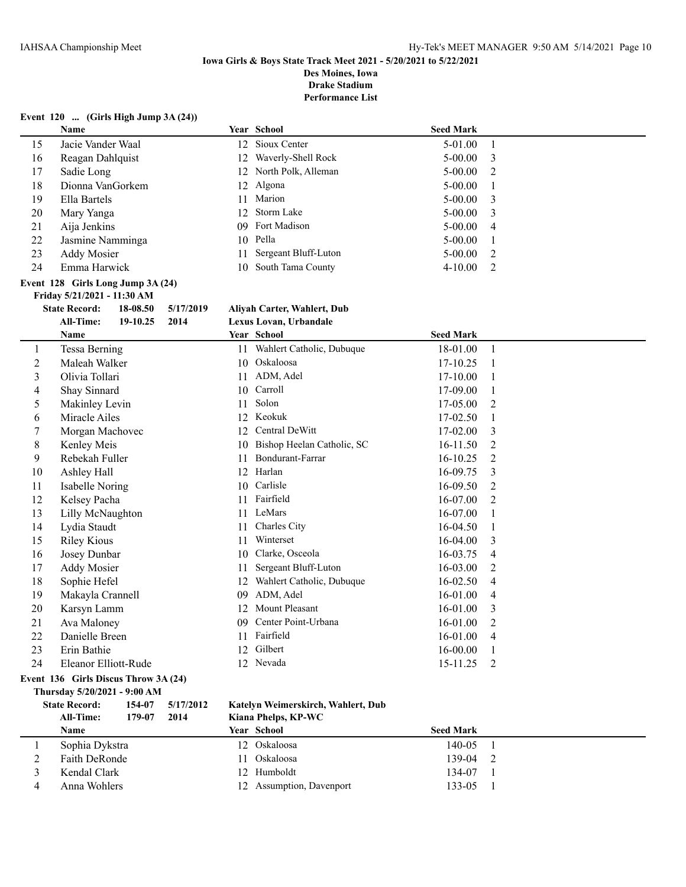**Iowa Girls & Boys State Track Meet 2021 - 5/20/2021 to 5/22/2021**
**Des Moines, Iowa**
**Drake Stadium**
**Performance List**

**Event 120 ... (Girls High Jump 3A (24))**

| | Name | Year | School | Seed Mark | |
|---|---|---|---|---|---|
| 15 | Jacie Vander Waal | 12 | Sioux Center | 5-01.00 | 1 |
| 16 | Reagan Dahlquist | 12 | Waverly-Shell Rock | 5-00.00 | 3 |
| 17 | Sadie Long | 12 | North Polk, Alleman | 5-00.00 | 2 |
| 18 | Dionna VanGorkem | 12 | Algona | 5-00.00 | 1 |
| 19 | Ella Bartels | 11 | Marion | 5-00.00 | 3 |
| 20 | Mary Yanga | 12 | Storm Lake | 5-00.00 | 3 |
| 21 | Aija Jenkins | 09 | Fort Madison | 5-00.00 | 4 |
| 22 | Jasmine Namminga | 10 | Pella | 5-00.00 | 1 |
| 23 | Addy Mosier | 11 | Sergeant Bluff-Luton | 5-00.00 | 2 |
| 24 | Emma Harwick | 10 | South Tama County | 4-10.00 | 2 |

**Event 128 Girls Long Jump 3A (24)**
**Friday 5/21/2021 - 11:30 AM**

**State Record:** 18-08.50 5/17/2019 **Aliyah Carter, Wahlert, Dub**
**All-Time:** 19-10.25 2014 **Lexus Lovan, Urbandale**

| | Name | Year | School | Seed Mark | |
|---|---|---|---|---|---|
| 1 | Tessa Berning | 11 | Wahlert Catholic, Dubuque | 18-01.00 | 1 |
| 2 | Maleah Walker | 10 | Oskaloosa | 17-10.25 | 1 |
| 3 | Olivia Tollari | 11 | ADM, Adel | 17-10.00 | 1 |
| 4 | Shay Sinnard | 10 | Carroll | 17-09.00 | 1 |
| 5 | Makinley Levin | 11 | Solon | 17-05.00 | 2 |
| 6 | Miracle Ailes | 12 | Keokuk | 17-02.50 | 1 |
| 7 | Morgan Machovec | 12 | Central DeWitt | 17-02.00 | 3 |
| 8 | Kenley Meis | 10 | Bishop Heelan Catholic, SC | 16-11.50 | 2 |
| 9 | Rebekah Fuller | 11 | Bondurant-Farrar | 16-10.25 | 2 |
| 10 | Ashley Hall | 12 | Harlan | 16-09.75 | 3 |
| 11 | Isabelle Noring | 10 | Carlisle | 16-09.50 | 2 |
| 12 | Kelsey Pacha | 11 | Fairfield | 16-07.00 | 2 |
| 13 | Lilly McNaughton | 11 | LeMars | 16-07.00 | 1 |
| 14 | Lydia Staudt | 11 | Charles City | 16-04.50 | 1 |
| 15 | Riley Kious | 11 | Winterset | 16-04.00 | 3 |
| 16 | Josey Dunbar | 10 | Clarke, Osceola | 16-03.75 | 4 |
| 17 | Addy Mosier | 11 | Sergeant Bluff-Luton | 16-03.00 | 2 |
| 18 | Sophie Hefel | 12 | Wahlert Catholic, Dubuque | 16-02.50 | 4 |
| 19 | Makayla Crannell | 09 | ADM, Adel | 16-01.00 | 4 |
| 20 | Karsyn Lamm | 12 | Mount Pleasant | 16-01.00 | 3 |
| 21 | Ava Maloney | 09 | Center Point-Urbana | 16-01.00 | 2 |
| 22 | Danielle Breen | 11 | Fairfield | 16-01.00 | 4 |
| 23 | Erin Bathie | 12 | Gilbert | 16-00.00 | 1 |
| 24 | Eleanor Elliott-Rude | 12 | Nevada | 15-11.25 | 2 |

**Event 136 Girls Discus Throw 3A (24)**
**Thursday 5/20/2021 - 9:00 AM**

**State Record:** 154-07 5/17/2012 **Katelyn Weimerskirch, Wahlert, Dub**
**All-Time:** 179-07 2014 **Kiana Phelps, KP-WC**

| | Name | Year | School | Seed Mark | |
|---|---|---|---|---|---|
| 1 | Sophia Dykstra | 12 | Oskaloosa | 140-05 | 1 |
| 2 | Faith DeRonde | 11 | Oskaloosa | 139-04 | 2 |
| 3 | Kendal Clark | 12 | Humboldt | 134-07 | 1 |
| 4 | Anna Wohlers | 12 | Assumption, Davenport | 133-05 | 1 |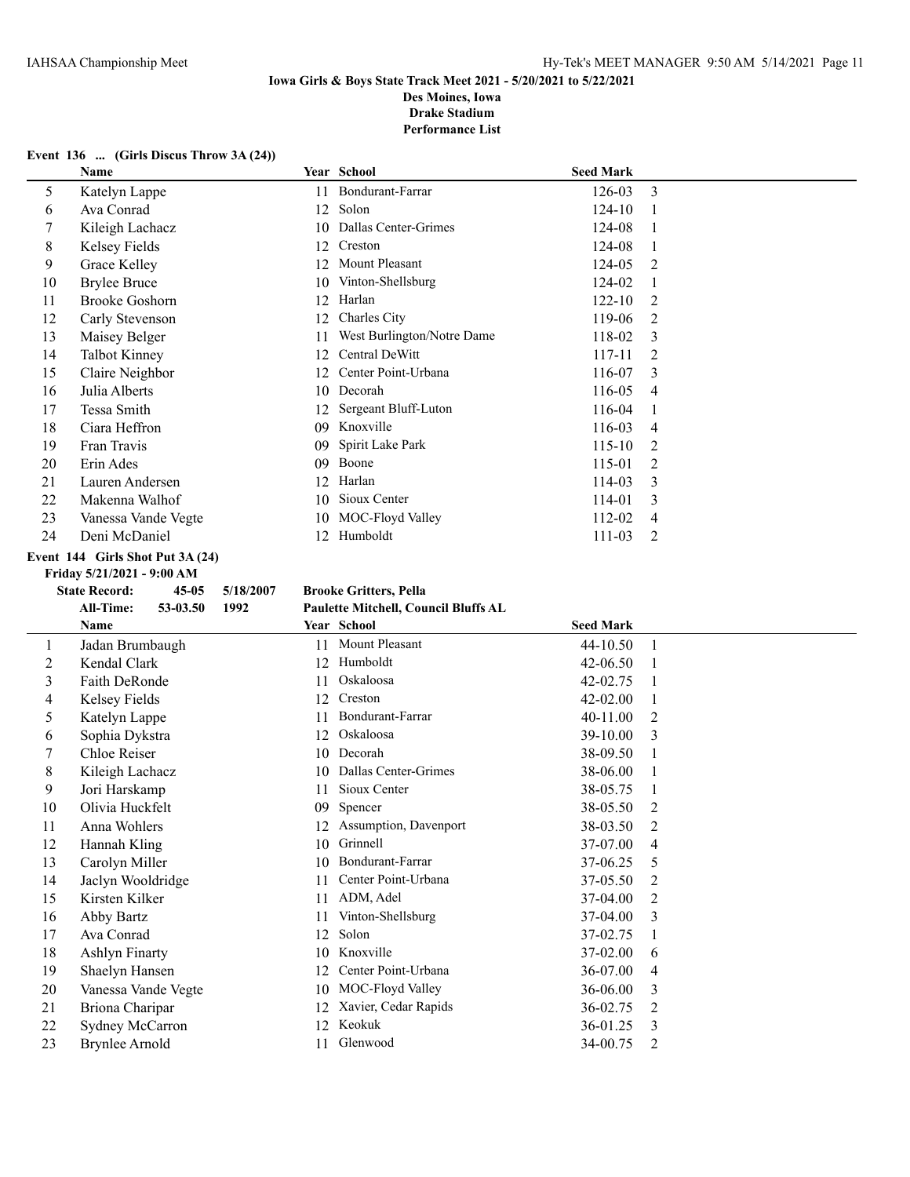**Iowa Girls & Boys State Track Meet 2021 - 5/20/2021 to 5/22/2021**
**Des Moines, Iowa**
**Drake Stadium**
**Performance List**

**Event 136 ... (Girls Discus Throw 3A (24))**

| | Name | Year | School | Seed Mark | |
|---|---|---|---|---|---|
| 5 | Katelyn Lappe | 11 | Bondurant-Farrar | 126-03 | 3 |
| 6 | Ava Conrad | 12 | Solon | 124-10 | 1 |
| 7 | Kileigh Lachacz | 10 | Dallas Center-Grimes | 124-08 | 1 |
| 8 | Kelsey Fields | 12 | Creston | 124-08 | 1 |
| 9 | Grace Kelley | 12 | Mount Pleasant | 124-05 | 2 |
| 10 | Brylee Bruce | 10 | Vinton-Shellsburg | 124-02 | 1 |
| 11 | Brooke Goshorn | 12 | Harlan | 122-10 | 2 |
| 12 | Carly Stevenson | 12 | Charles City | 119-06 | 2 |
| 13 | Maisey Belger | 11 | West Burlington/Notre Dame | 118-02 | 3 |
| 14 | Talbot Kinney | 12 | Central DeWitt | 117-11 | 2 |
| 15 | Claire Neighbor | 12 | Center Point-Urbana | 116-07 | 3 |
| 16 | Julia Alberts | 10 | Decorah | 116-05 | 4 |
| 17 | Tessa Smith | 12 | Sergeant Bluff-Luton | 116-04 | 1 |
| 18 | Ciara Heffron | 09 | Knoxville | 116-03 | 4 |
| 19 | Fran Travis | 09 | Spirit Lake Park | 115-10 | 2 |
| 20 | Erin Ades | 09 | Boone | 115-01 | 2 |
| 21 | Lauren Andersen | 12 | Harlan | 114-03 | 3 |
| 22 | Makenna Walhof | 10 | Sioux Center | 114-01 | 3 |
| 23 | Vanessa Vande Vegte | 10 | MOC-Floyd Valley | 112-02 | 4 |
| 24 | Deni McDaniel | 12 | Humboldt | 111-03 | 2 |

**Event 144 Girls Shot Put 3A (24)**

**Friday 5/21/2021 - 9:00 AM**

**State Record:** 45-05 5/18/2007 **Brooke Gritters, Pella**

**All-Time:** 53-03.50 1992 **Paulette Mitchell, Council Bluffs AL**

| | Name | Year | School | Seed Mark | |
|---|---|---|---|---|---|
| 1 | Jadan Brumbaugh | 11 | Mount Pleasant | 44-10.50 | 1 |
| 2 | Kendal Clark | 12 | Humboldt | 42-06.50 | 1 |
| 3 | Faith DeRonde | 11 | Oskaloosa | 42-02.75 | 1 |
| 4 | Kelsey Fields | 12 | Creston | 42-02.00 | 1 |
| 5 | Katelyn Lappe | 11 | Bondurant-Farrar | 40-11.00 | 2 |
| 6 | Sophia Dykstra | 12 | Oskaloosa | 39-10.00 | 3 |
| 7 | Chloe Reiser | 10 | Decorah | 38-09.50 | 1 |
| 8 | Kileigh Lachacz | 10 | Dallas Center-Grimes | 38-06.00 | 1 |
| 9 | Jori Harskamp | 11 | Sioux Center | 38-05.75 | 1 |
| 10 | Olivia Huckfelt | 09 | Spencer | 38-05.50 | 2 |
| 11 | Anna Wohlers | 12 | Assumption, Davenport | 38-03.50 | 2 |
| 12 | Hannah Kling | 10 | Grinnell | 37-07.00 | 4 |
| 13 | Carolyn Miller | 10 | Bondurant-Farrar | 37-06.25 | 5 |
| 14 | Jaclyn Wooldridge | 11 | Center Point-Urbana | 37-05.50 | 2 |
| 15 | Kirsten Kilker | 11 | ADM, Adel | 37-04.00 | 2 |
| 16 | Abby Bartz | 11 | Vinton-Shellsburg | 37-04.00 | 3 |
| 17 | Ava Conrad | 12 | Solon | 37-02.75 | 1 |
| 18 | Ashlyn Finarty | 10 | Knoxville | 37-02.00 | 6 |
| 19 | Shaelyn Hansen | 12 | Center Point-Urbana | 36-07.00 | 4 |
| 20 | Vanessa Vande Vegte | 10 | MOC-Floyd Valley | 36-06.00 | 3 |
| 21 | Briona Charipar | 12 | Xavier, Cedar Rapids | 36-02.75 | 2 |
| 22 | Sydney McCarron | 12 | Keokuk | 36-01.25 | 3 |
| 23 | Brynlee Arnold | 11 | Glenwood | 34-00.75 | 2 |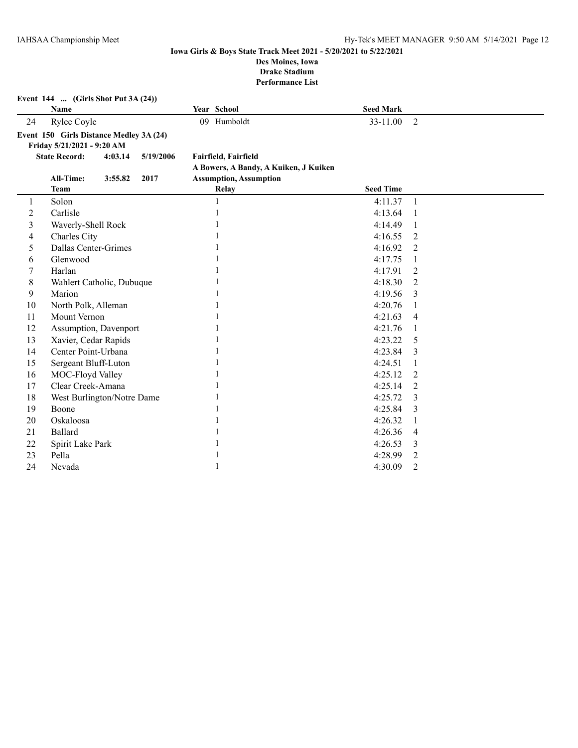**Event 144 ... (Girls Shot Put 3A (24))**

| | Name | Year | School | Seed Mark | |
|---|---|---|---|---|---|
| 24 | Rylee Coyle | 09 | Humboldt | 33-11.00 | 2 |

**Event 150 Girls Distance Medley 3A (24)**

**Friday 5/21/2021 - 9:20 AM**

**State Record:** **4:03.14** **5/19/2006** **Fairfield, Fairfield**

**A Bowers, A Bandy, A Kuiken, J Kuiken**

**All-Time:** **3:55.82** **2017** **Assumption, Assumption**

| | Team | Relay | Seed Time | |
|---|---|---|---|---|
| 1 | Solon | 1 | 4:11.37 | 1 |
| 2 | Carlisle | 1 | 4:13.64 | 1 |
| 3 | Waverly-Shell Rock | 1 | 4:14.49 | 1 |
| 4 | Charles City | 1 | 4:16.55 | 2 |
| 5 | Dallas Center-Grimes | 1 | 4:16.92 | 2 |
| 6 | Glenwood | 1 | 4:17.75 | 1 |
| 7 | Harlan | 1 | 4:17.91 | 2 |
| 8 | Wahlert Catholic, Dubuque | 1 | 4:18.30 | 2 |
| 9 | Marion | 1 | 4:19.56 | 3 |
| 10 | North Polk, Alleman | 1 | 4:20.76 | 1 |
| 11 | Mount Vernon | 1 | 4:21.63 | 4 |
| 12 | Assumption, Davenport | 1 | 4:21.76 | 1 |
| 13 | Xavier, Cedar Rapids | 1 | 4:23.22 | 5 |
| 14 | Center Point-Urbana | 1 | 4:23.84 | 3 |
| 15 | Sergeant Bluff-Luton | 1 | 4:24.51 | 1 |
| 16 | MOC-Floyd Valley | 1 | 4:25.12 | 2 |
| 17 | Clear Creek-Amana | 1 | 4:25.14 | 2 |
| 18 | West Burlington/Notre Dame | 1 | 4:25.72 | 3 |
| 19 | Boone | 1 | 4:25.84 | 3 |
| 20 | Oskaloosa | 1 | 4:26.32 | 1 |
| 21 | Ballard | 1 | 4:26.36 | 4 |
| 22 | Spirit Lake Park | 1 | 4:26.53 | 3 |
| 23 | Pella | 1 | 4:28.99 | 2 |
| 24 | Nevada | 1 | 4:30.09 | 2 |